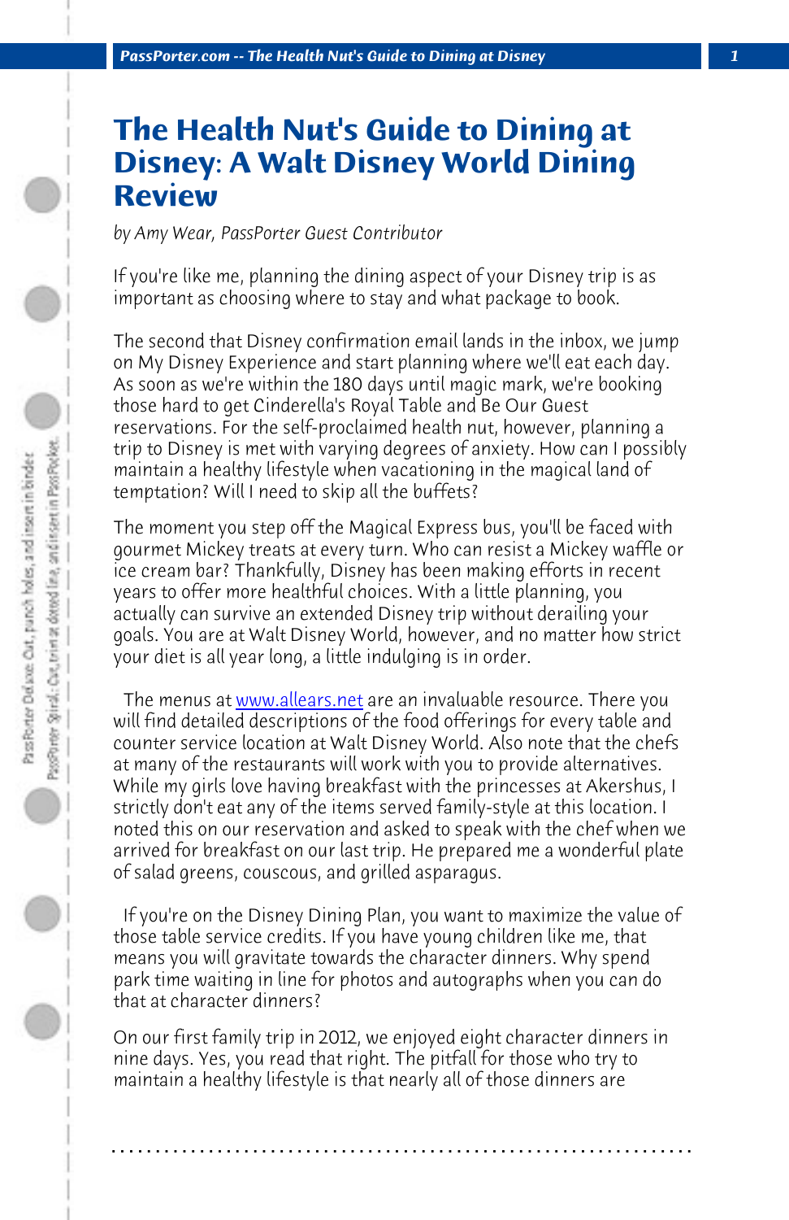# The Health Nut's Guide to Dining at Disney: A Walt Disney World Dining Review

*by Amy Wear, PassPorter Guest Contributor*

If you're like me, planning the dining aspect of your Disney trip is as important as choosing where to stay and what package to book.

The second that Disney confirmation email lands in the inbox, we jump on My Disney Experience and start planning where we'll eat each day. As soon as we're within the 180 days until magic mark, we're booking those hard to get Cinderella's Royal Table and Be Our Guest reservations. For the self-proclaimed health nut, however, planning a trip to Disney is met with varying degrees of anxiety. How can I possibly maintain a healthy lifestyle when vacationing in the magical land of temptation? Will I need to skip all the buffets?

The moment you step off the Magical Express bus, you'll be faced with gourmet Mickey treats at every turn. Who can resist a Mickey waffle or ice cream bar? Thankfully, Disney has been making efforts in recent years to offer more healthful choices. With a little planning, you actually can survive an extended Disney trip without derailing your goals. You are at Walt Disney World, however, and no matter how strict your diet is all year long, a little indulging is in order.

The menus at [www.allears.net](http://www.allears.net) are an invaluable resource. There you will find detailed descriptions of the food offerings for every table and counter service location at Walt Disney World. Also note that the chefs at many of the restaurants will work with you to provide alternatives. While my girls love having breakfast with the princesses at Akershus, I strictly don't eat any of the items served family-style at this location. I noted this on our reservation and asked to speak with the chef when we arrived for breakfast on our last trip. He prepared me a wonderful plate of salad greens, couscous, and grilled asparagus.

If you're on the Disney Dining Plan, you want to maximize the value of those table service credits. If you have young children like me, that means you will gravitate towards the character dinners. Why spend park time waiting in line for photos and autographs when you can do that at character dinners?

On our first family trip in 2012, we enjoyed eight character dinners in nine days. Yes, you read that right. The pitfall for those who try to maintain a healthy lifestyle is that nearly all of those dinners are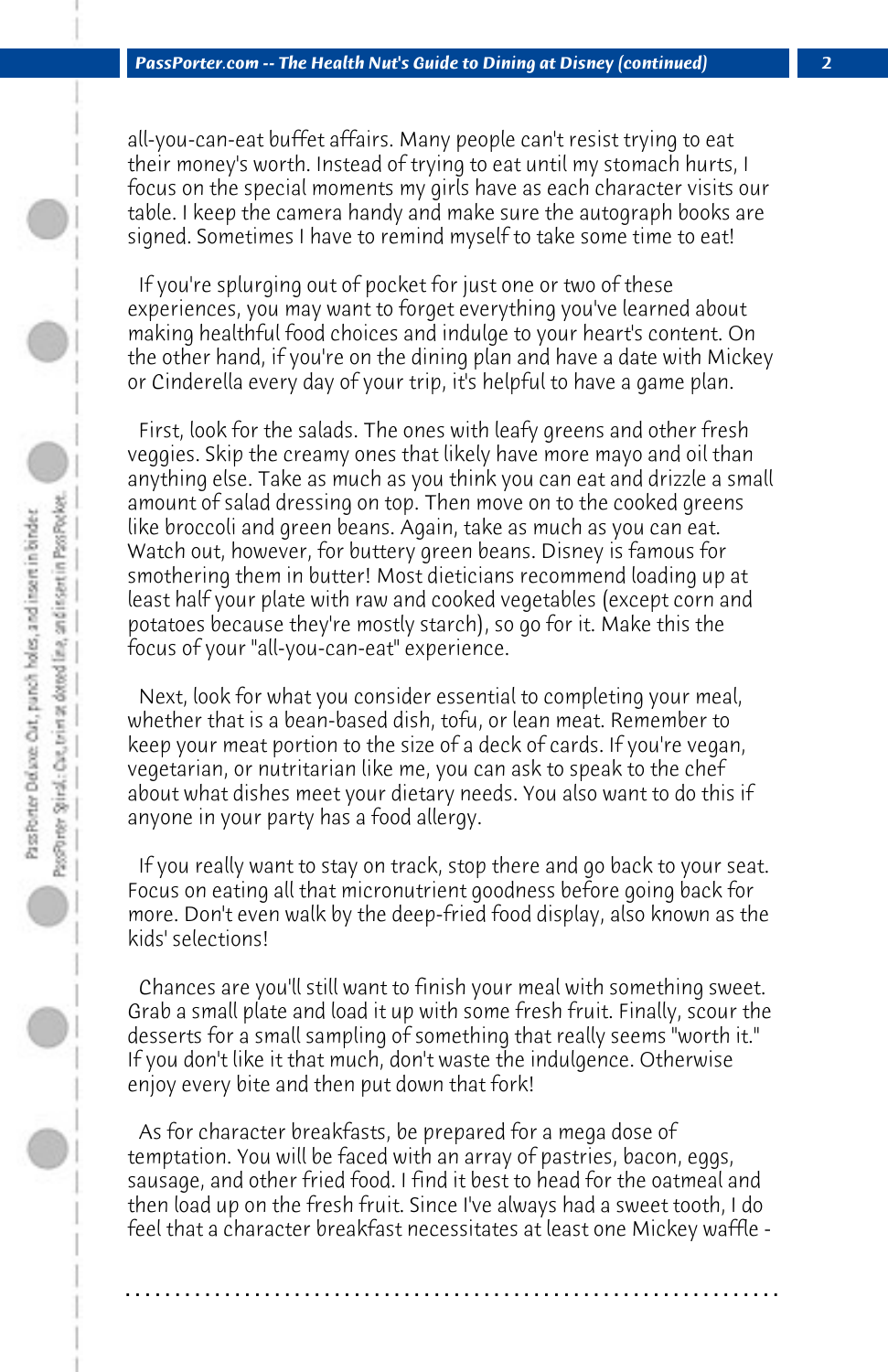all-you-can-eat buffet affairs. Many people can't resist trying to eat their money's worth. Instead of trying to eat until my stomach hurts, I focus on the special moments my girls have as each character visits our table. I keep the camera handy and make sure the autograph books are signed. Sometimes I have to remind myself to take some time to eat!

If you're splurging out of pocket for just one or two of these experiences, you may want to forget everything you've learned about making healthful food choices and indulge to your heart's content. On the other hand, if you're on the dining plan and have a date with Mickey or Cinderella every day of your trip, it's helpful to have a game plan.

First, look for the salads. The ones with leafy greens and other fresh veggies. Skip the creamy ones that likely have more mayo and oil than anything else. Take as much as you think you can eat and drizzle a small amount of salad dressing on top. Then move on to the cooked greens like broccoli and green beans. Again, take as much as you can eat. Watch out, however, for buttery green beans. Disney is famous for smothering them in butter! Most dieticians recommend loading up at least half your plate with raw and cooked vegetables (except corn and potatoes because they're mostly starch), so go for it. Make this the focus of your "all-you-can-eat" experience.

Next, look for what you consider essential to completing your meal, whether that is a bean-based dish, tofu, or lean meat. Remember to keep your meat portion to the size of a deck of cards. If you're vegan, vegetarian, or nutritarian like me, you can ask to speak to the chef about what dishes meet your dietary needs. You also want to do this if anyone in your party has a food allergy.

If you really want to stay on track, stop there and go back to your seat. Focus on eating all that micronutrient goodness before going back for more. Don't even walk by the deep-fried food display, also known as the kids' selections!

Chances are you'll still want to finish your meal with something sweet. Grab a small plate and load it up with some fresh fruit. Finally, scour the desserts for a small sampling of something that really seems "worth it." If you don't like it that much, don't waste the indulgence. Otherwise enjoy every bite and then put down that fork!

As for character breakfasts, be prepared for a mega dose of temptation. You will be faced with an array of pastries, bacon, eggs, sausage, and other fried food. I find it best to head for the oatmeal and then load up on the fresh fruit. Since I've always had a sweet tooth, I do feel that a character breakfast necessitates at least one Mickey waffle -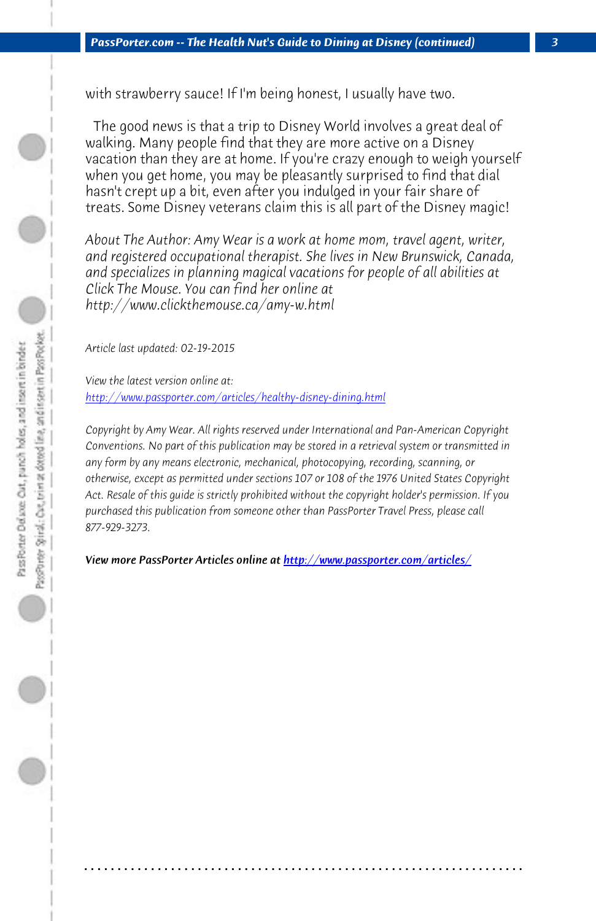with strawberry sauce! If I'm being honest, I usually have two.

The good news is that a trip to Disney World involves a great deal of walking. Many people find that they are more active on a Disney vacation than they are at home. If you're crazy enough to weigh yourself when you get home, you may be pleasantly surprised to find that dial hasn't crept up a bit, even after you indulged in your fair share of treats. Some Disney veterans claim this is all part of the Disney magic!

*About The Author: Amy Wear is a work at home mom, travel agent, writer, and registered occupational therapist. She lives in New Brunswick, Canada, and specializes in planning magical vacations for people of all abilities at Click The Mouse. You can find her online at http://www.clickthemouse.ca/amy-w.html*

*Article last updated: 02-19-2015*

*View the latest version online at:*
*http://www.passporter.com/articles/healthy-disney-dining.html*

*Copyright by Amy Wear. All rights reserved under International and Pan-American Copyright Conventions. No part of this publication may be stored in a retrieval system or transmitted in any form by any means electronic, mechanical, photocopying, recording, scanning, or otherwise, except as permitted under sections 107 or 108 of the 1976 United States Copyright Act. Resale of this guide is strictly prohibited without the copyright holder's permission. If you purchased this publication from someone other than PassPorter Travel Press, please call 877-929-3273.*

***View more PassPorter Articles online at http://www.passporter.com/articles/***